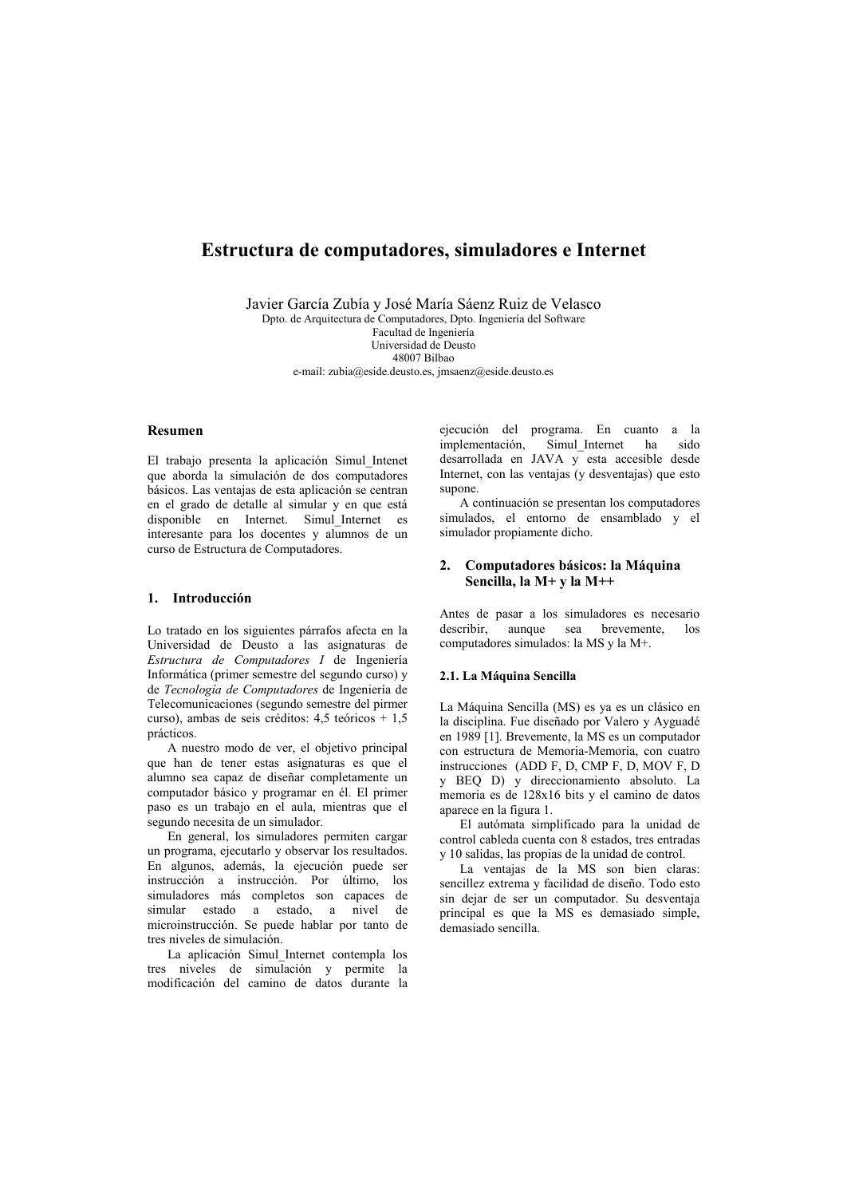# Estructura de computadores, simuladores e Internet

Javier García Zubía y José María Sáenz Ruiz de Velasco
Dpto. de Arquitectura de Computadores, Dpto. Ingeniería del Software
Facultad de Ingeniería
Universidad de Deusto
48007 Bilbao
e-mail: zubia@eside.deusto.es, jmsaenz@eside.deusto.es

### Resumen

El trabajo presenta la aplicación Simul_Intenet que aborda la simulación de dos computadores básicos. Las ventajas de esta aplicación se centran en el grado de detalle al simular y en que está disponible en Internet. Simul_Internet es interesante para los docentes y alumnos de un curso de Estructura de Computadores.

## 1. Introducción

Lo tratado en los siguientes párrafos afecta en la Universidad de Deusto a las asignaturas de *Estructura de Computadores I* de Ingeniería Informática (primer semestre del segundo curso) y de *Tecnología de Computadores* de Ingeniería de Telecomunicaciones (segundo semestre del pirmer curso), ambas de seis créditos: 4,5 teóricos + 1,5 prácticos.

A nuestro modo de ver, el objetivo principal que han de tener estas asignaturas es que el alumno sea capaz de diseñar completamente un computador básico y programar en él. El primer paso es un trabajo en el aula, mientras que el segundo necesita de un simulador.

En general, los simuladores permiten cargar un programa, ejecutarlo y observar los resultados. En algunos, además, la ejecución puede ser instrucción a instrucción. Por último, los simuladores más completos son capaces de simular estado a estado, a nivel de microinstrucción. Se puede hablar por tanto de tres niveles de simulación.

La aplicación Simul_Internet contempla los tres niveles de simulación y permite la modificación del camino de datos durante la ejecución del programa. En cuanto a la implementación, Simul_Internet ha sido desarrollada en JAVA y esta accesible desde Internet, con las ventajas (y desventajas) que esto supone.

A continuación se presentan los computadores simulados, el entorno de ensamblado y el simulador propiamente dicho.

## 2. Computadores básicos: la Máquina Sencilla, la M+ y la M++

Antes de pasar a los simuladores es necesario describir, aunque sea brevemente, los computadores simulados: la MS y la M+.

### 2.1. La Máquina Sencilla

La Máquina Sencilla (MS) es ya es un clásico en la disciplina. Fue diseñado por Valero y Ayguadé en 1989 [1]. Brevemente, la MS es un computador con estructura de Memoria-Memoria, con cuatro instrucciones (ADD F, D, CMP F, D, MOV F, D y BEQ D) y direccionamiento absoluto. La memoria es de 128x16 bits y el camino de datos aparece en la figura 1.

El autómata simplificado para la unidad de control cableda cuenta con 8 estados, tres entradas y 10 salidas, las propias de la unidad de control.

La ventajas de la MS son bien claras: sencillez extrema y facilidad de diseño. Todo esto sin dejar de ser un computador. Su desventaja principal es que la MS es demasiado simple, demasiado sencilla.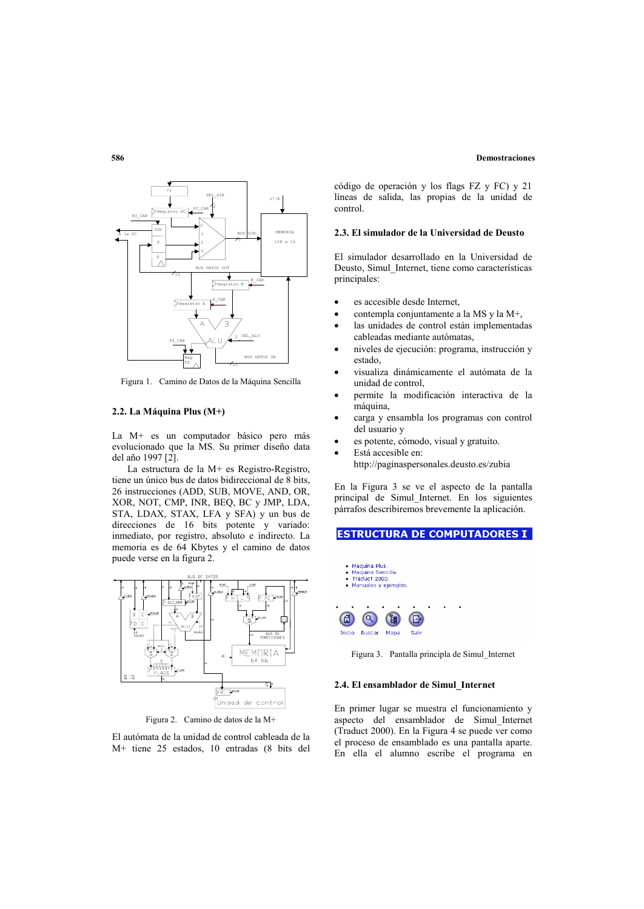Figura 1. Camino de Datos de la Máquina Sencilla

### 2.2. La Máquina Plus (M+)

La M+ es un computador básico pero más evolucionado que la MS. Su primer diseño data del año 1997 [2].

La estructura de la M+ es Registro-Registro, tiene un único bus de datos bidireccional de 8 bits, 26 instrucciones (ADD, SUB, MOVE, AND, OR, XOR, NOT, CMP, INR, BEQ, BC y JMP, LDA, STA, LDAX, STAX, LFA y SFA) y un bus de direcciones de 16 bits potente y variado: inmediato, por registro, absoluto e indirecto. La memoria es de 64 Kbytes y el camino de datos puede verse en la figura 2.

Figura 2. Camino de datos de la M+

El autómata de la unidad de control cableada de la M+ tiene 25 estados, 10 entradas (8 bits del código de operación y los flags FZ y FC) y 21 líneas de salida, las propias de la unidad de control.

### 2.3. El simulador de la Universidad de Deusto

El simulador desarrollado en la Universidad de Deusto, Simul_Internet, tiene como características principales:

- es accesible desde Internet,
- contempla conjuntamente a la MS y la M+,
- las unidades de control están implementadas cableadas mediante autómatas,
- niveles de ejecución: programa, instrucción y estado,
- visualiza dinámicamente el autómata de la unidad de control,
- permite la modificación interactiva de la máquina,
- carga y ensambla los programas con control del usuario y
- es potente, cómodo, visual y gratuito.
- Está accesible en: http://paginaspersonales.deusto.es/zubia

En la Figura 3 se ve el aspecto de la pantalla principal de Simul_Internet. En los siguientes párrafos describiremos brevemente la aplicación.

Figura 3. Pantalla principal de Simul_Internet

### 2.4. El ensamblador de Simul_Internet

En primer lugar se muestra el funcionamiento y aspecto del ensamblador de Simul_Internet (Traduct 2000). En la Figura 4 se puede ver como el proceso de ensamblado es una pantalla aparte. En ella el alumno escribe el programa en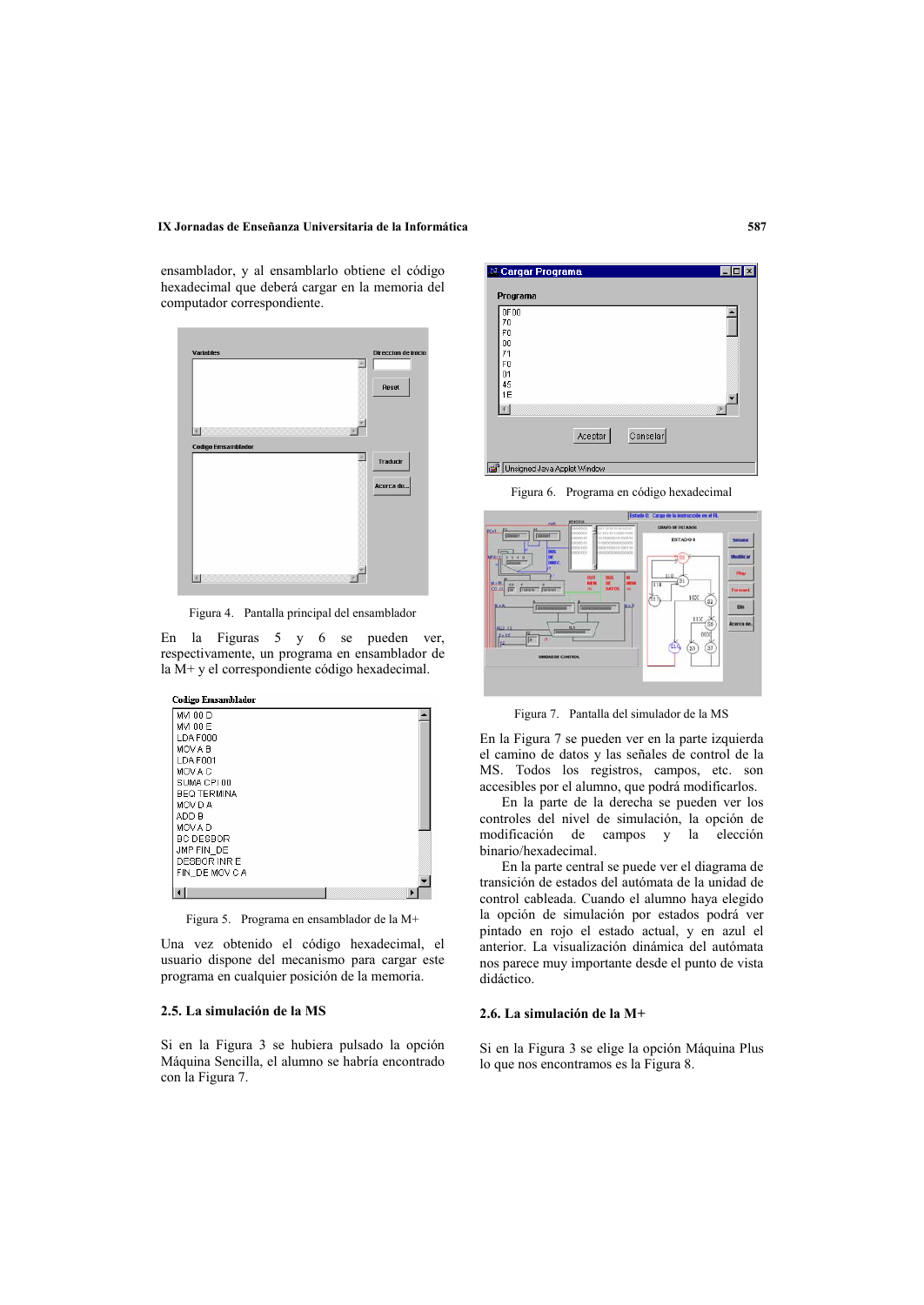ensamblador, y al ensamblarlo obtiene el código hexadecimal que deberá cargar en la memoria del computador correspondiente.

Figura 4. Pantalla principal del ensamblador

En la Figuras 5 y 6 se pueden ver, respectivamente, un programa en ensamblador de la M+ y el correspondiente código hexadecimal.

Figura 5. Programa en ensamblador de la M+

Una vez obtenido el código hexadecimal, el usuario dispone del mecanismo para cargar este programa en cualquier posición de la memoria.

### 2.5. La simulación de la MS

Si en la Figura 3 se hubiera pulsado la opción Máquina Sencilla, el alumno se habría encontrado con la Figura 7.

Figura 6. Programa en código hexadecimal

Figura 7. Pantalla del simulador de la MS

En la Figura 7 se pueden ver en la parte izquierda el camino de datos y las señales de control de la MS. Todos los registros, campos, etc. son accesibles por el alumno, que podrá modificarlos.

En la parte de la derecha se pueden ver los controles del nivel de simulación, la opción de modificación de campos y la elección binario/hexadecimal.

En la parte central se puede ver el diagrama de transición de estados del autómata de la unidad de control cableada. Cuando el alumno haya elegido la opción de simulación por estados podrá ver pintado en rojo el estado actual, y en azul el anterior. La visualización dinámica del autómata nos parece muy importante desde el punto de vista didáctico.

### 2.6. La simulación de la M+

Si en la Figura 3 se elige la opción Máquina Plus lo que nos encontramos es la Figura 8.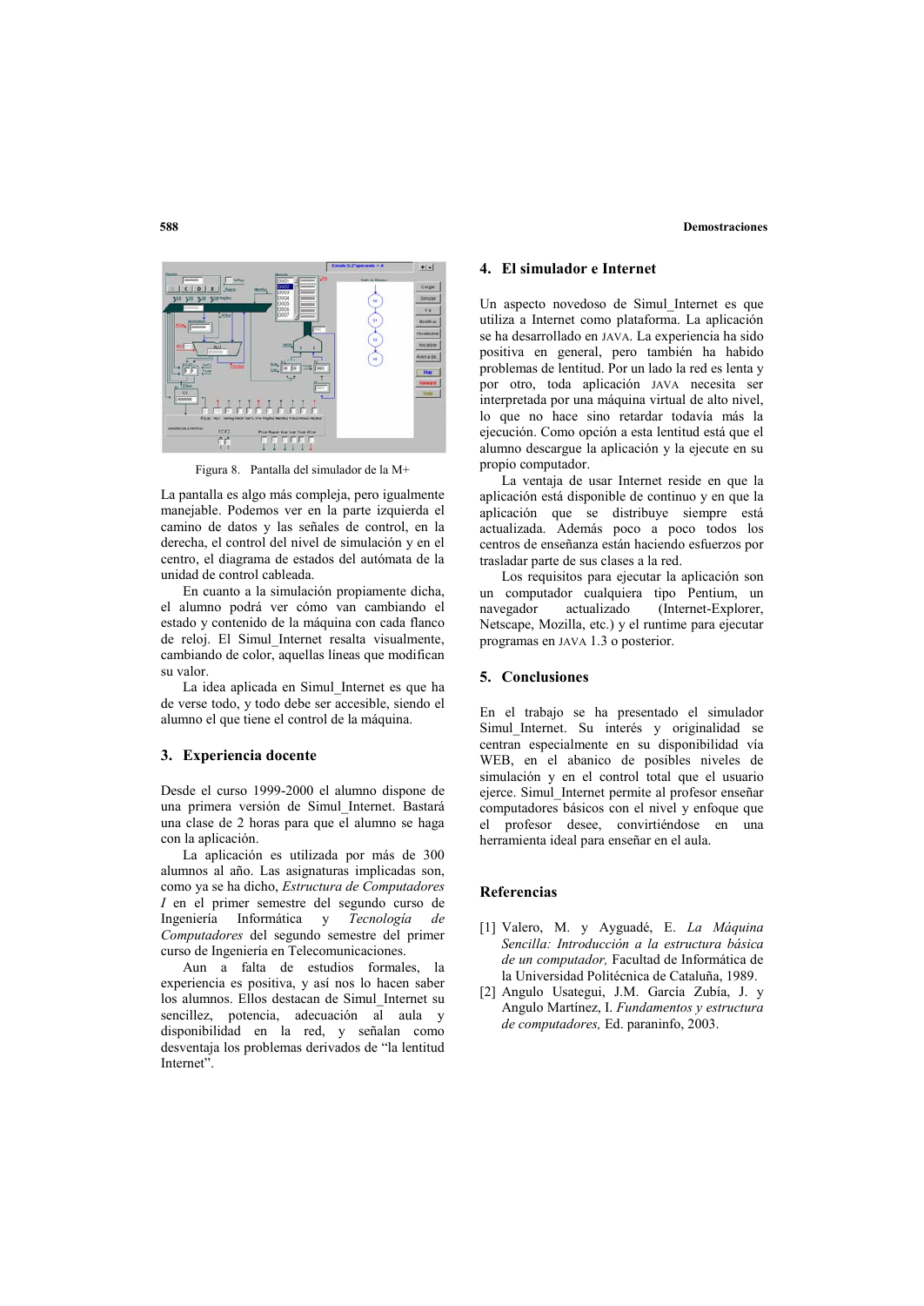Figura 8. Pantalla del simulador de la M+

La pantalla es algo más compleja, pero igualmente manejable. Podemos ver en la parte izquierda el camino de datos y las señales de control, en la derecha, el control del nivel de simulación y en el centro, el diagrama de estados del autómata de la unidad de control cableada.

En cuanto a la simulación propiamente dicha, el alumno podrá ver cómo van cambiando el estado y contenido de la máquina con cada flanco de reloj. El Simul_Internet resalta visualmente, cambiando de color, aquellas líneas que modifican su valor.

La idea aplicada en Simul_Internet es que ha de verse todo, y todo debe ser accesible, siendo el alumno el que tiene el control de la máquina.

## 3. Experiencia docente

Desde el curso 1999-2000 el alumno dispone de una primera versión de Simul_Internet. Bastará una clase de 2 horas para que el alumno se haga con la aplicación.

La aplicación es utilizada por más de 300 alumnos al año. Las asignaturas implicadas son, como ya se ha dicho, *Estructura de Computadores I* en el primer semestre del segundo curso de Ingeniería Informática y *Tecnología de Computadores* del segundo semestre del primer curso de Ingeniería en Telecomunicaciones.

Aun a falta de estudios formales, la experiencia es positiva, y así nos lo hacen saber los alumnos. Ellos destacan de Simul_Internet su sencillez, potencia, adecuación al aula y disponibilidad en la red, y señalan como desventaja los problemas derivados de "la lentitud Internet".

## 4. El simulador e Internet

Un aspecto novedoso de Simul_Internet es que utiliza a Internet como plataforma. La aplicación se ha desarrollado en JAVA. La experiencia ha sido positiva en general, pero también ha habido problemas de lentitud. Por un lado la red es lenta y por otro, toda aplicación JAVA necesita ser interpretada por una máquina virtual de alto nivel, lo que no hace sino retardar todavía más la ejecución. Como opción a esta lentitud está que el alumno descargue la aplicación y la ejecute en su propio computador.

La ventaja de usar Internet reside en que la aplicación está disponible de continuo y en que la aplicación que se distribuye siempre está actualizada. Además poco a poco todos los centros de enseñanza están haciendo esfuerzos por trasladar parte de sus clases a la red.

Los requisitos para ejecutar la aplicación son un computador cualquiera tipo Pentium, un navegador actualizado (Internet-Explorer, Netscape, Mozilla, etc.) y el runtime para ejecutar programas en JAVA 1.3 o posterior.

## 5. Conclusiones

En el trabajo se ha presentado el simulador Simul_Internet. Su interés y originalidad se centran especialmente en su disponibilidad vía WEB, en el abanico de posibles niveles de simulación y en el control total que el usuario ejerce. Simul_Internet permite al profesor enseñar computadores básicos con el nivel y enfoque que el profesor desee, convirtiéndose en una herramienta ideal para enseñar en el aula.

## Referencias

[1] Valero, M. y Ayguadé, E. *La Máquina Sencilla: Introducción a la estructura básica de un computador,* Facultad de Informática de la Universidad Politécnica de Cataluña, 1989.

[2] Angulo Usategui, J.M. García Zubía, J. y Angulo Martínez, I. *Fundamentos y estructura de computadores,* Ed. paraninfo, 2003.